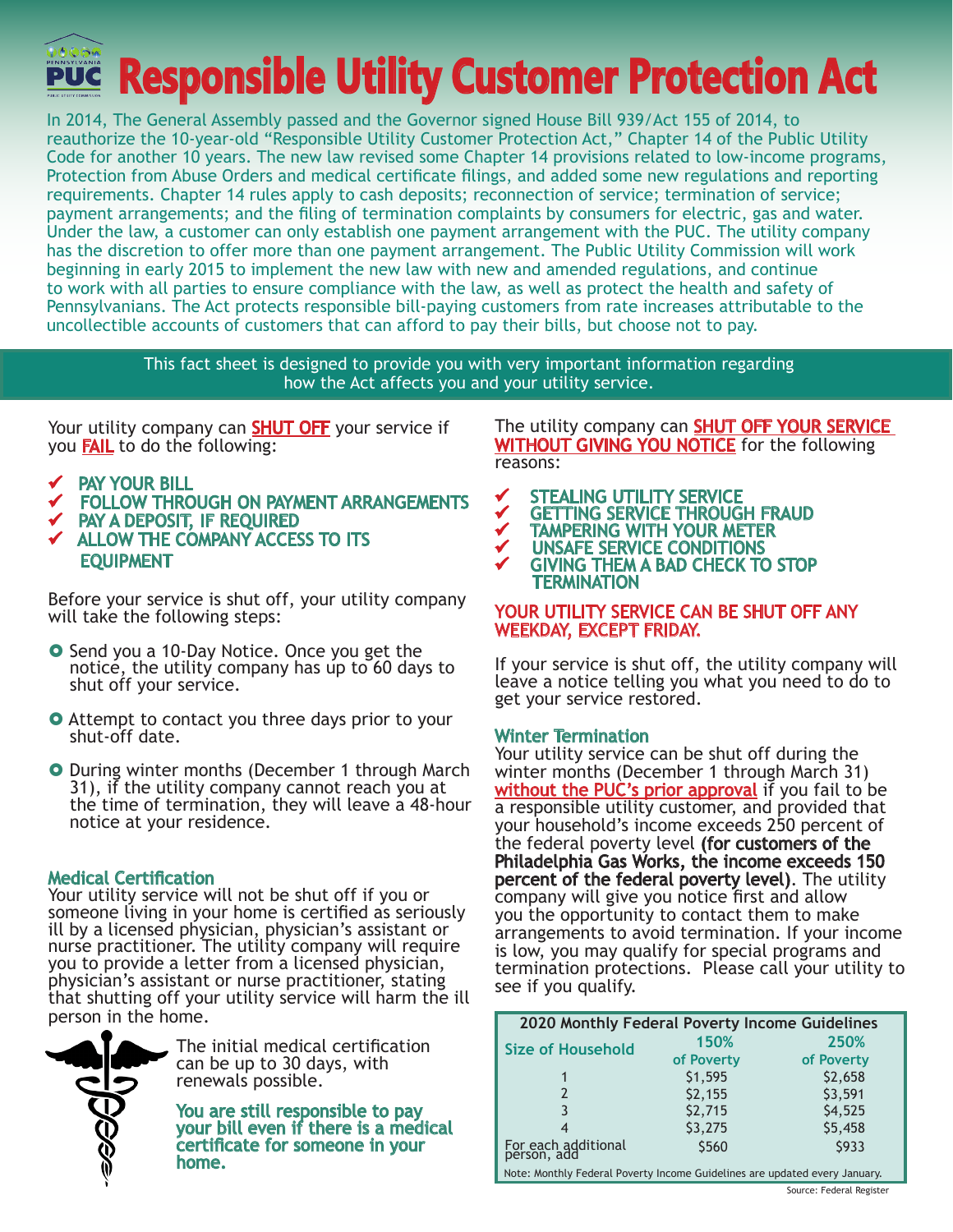# Responsible Utility Customer Protection Act

In 2014, The General Assembly passed and the Governor signed House Bill 939/Act 155 of 2014, to reauthorize the 10-year-old "Responsible Utility Customer Protection Act," Chapter 14 of the Public Utility Code for another 10 years. The new law revised some Chapter 14 provisions related to low-income programs, Protection from Abuse Orders and medical certificate filings, and added some new regulations and reporting requirements. Chapter 14 rules apply to cash deposits; reconnection of service; termination of service; payment arrangements; and the filing of termination complaints by consumers for electric, gas and water. Under the law, a customer can only establish one payment arrangement with the PUC. The utility company has the discretion to offer more than one payment arrangement. The Public Utility Commission will work beginning in early 2015 to implement the new law with new and amended regulations, and continue to work with all parties to ensure compliance with the law, as well as protect the health and safety of Pennsylvanians. The Act protects responsible bill-paying customers from rate increases attributable to the uncollectible accounts of customers that can afford to pay their bills, but choose not to pay.

This fact sheet is designed to provide you with very important information regarding how the Act affects you and your utility service.

Your utility company can **SHUT OFF** your service if you **FAIL** to do the following:

- ✔ PAY YOUR BILL
- ✔ FOLLOW THROUGH ON PAYMENT ARRANGEMENTS
- ✔ PAY A DEPOSIT, IF REQUIRED
- ✔ ALLOW THE COMPANY ACCESS TO ITS EQUIPMENT

Before your service is shut off, your utility company will take the following steps:

- Send you a 10-Day Notice. Once you get the notice, the utility company has up to 60 days to shut off your service.
- Attempt to contact you three days prior to your shut-off date.
- During winter months (December 1 through March 31), if the utility company cannot reach you at the time of termination, they will leave a 48-hour notice at your residence.

### Medical Certification

Your utility service will not be shut off if you or someone living in your home is certified as seriously ill by a licensed physician, physician's assistant or nurse practitioner. The utility company will require you to provide a letter from a licensed physician, physician's assistant or nurse practitioner, stating that shutting off your utility service will harm the ill person in the home.

The initial medical certification can be up to 30 days, with renewals possible.

**You are still responsible to pay your bill even if there is a medical certificate for someone in your home.**

The utility company can **SHUT OFF YOUR SERVICE WITHOUT GIVING YOU NOTICE** for the following reasons:

- ✔ STEALING UTILITY SERVICE
- ✔ GETTING SERVICE THROUGH FRAUD
- ✔ TAMPERING WITH YOUR METER
- ✔ UNSAFE SERVICE CONDITIONS
- ✔ GIVING THEM A BAD CHECK TO STOP TERMINATION

**YOUR UTILITY SERVICE CAN BE SHUT OFF ANY WEEKDAY, EXCEPT FRIDAY.**

If your service is shut off, the utility company will leave a notice telling you what you need to do to get your service restored.

### Winter Termination

Your utility service can be shut off during the winter months (December 1 through March 31) **without the PUC's prior approval** if you fail to be a responsible utility customer, and provided that your household's income exceeds 250 percent of the federal poverty level **(for customers of the Philadelphia Gas Works, the income exceeds 150 percent of the federal poverty level)**. The utility company will give you notice first and allow you the opportunity to contact them to make arrangements to avoid termination. If your income is low, you may qualify for special programs and termination protections. Please call your utility to see if you qualify.

**2020 Monthly Federal Poverty Income Guidelines**

| Size of Household | 150% of Poverty | 250% of Poverty |
|---|---|---|
| 1 | $1,595 | $2,658 |
| 2 | $2,155 | $3,591 |
| 3 | $2,715 | $4,525 |
| 4 | $3,275 | $5,458 |
| For each additional person, add | $560 | $933 |

Note: Monthly Federal Poverty Income Guidelines are updated every January.

Source: Federal Register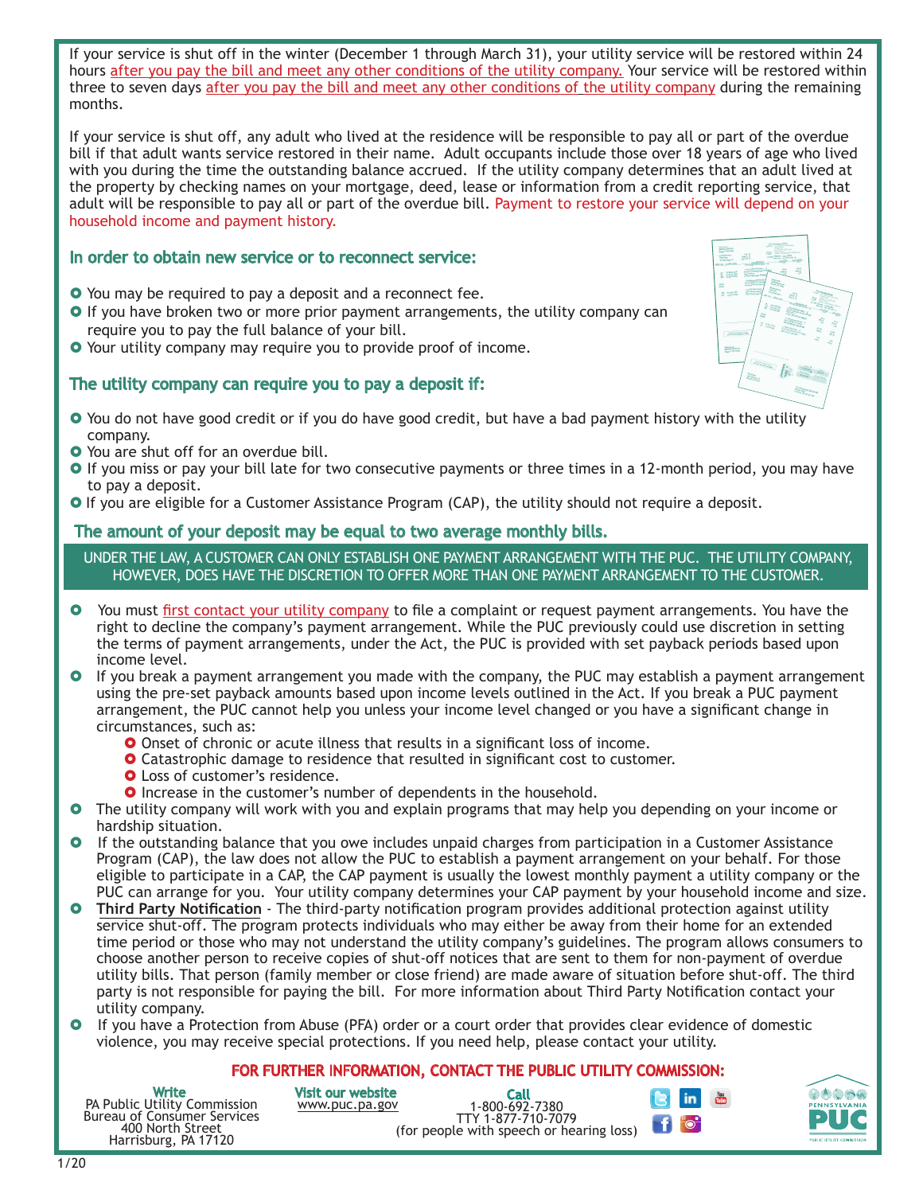If your service is shut off in the winter (December 1 through March 31), your utility service will be restored within 24 hours after you pay the bill and meet any other conditions of the utility company. Your service will be restored within three to seven days after you pay the bill and meet any other conditions of the utility company during the remaining months.

If your service is shut off, any adult who lived at the residence will be responsible to pay all or part of the overdue bill if that adult wants service restored in their name. Adult occupants include those over 18 years of age who lived with you during the time the outstanding balance accrued. If the utility company determines that an adult lived at the property by checking names on your mortgage, deed, lease or information from a credit reporting service, that adult will be responsible to pay all or part of the overdue bill. Payment to restore your service will depend on your household income and payment history.

### In order to obtain new service or to reconnect service:

- You may be required to pay a deposit and a reconnect fee.
- If you have broken two or more prior payment arrangements, the utility company can require you to pay the full balance of your bill.
- Your utility company may require you to provide proof of income.

### The utility company can require you to pay a deposit if:

- You do not have good credit or if you do have good credit, but have a bad payment history with the utility company.
- You are shut off for an overdue bill.
- If you miss or pay your bill late for two consecutive payments or three times in a 12-month period, you may have to pay a deposit.
- If you are eligible for a Customer Assistance Program (CAP), the utility should not require a deposit.

### The amount of your deposit may be equal to two average monthly bills.

UNDER THE LAW, A CUSTOMER CAN ONLY ESTABLISH ONE PAYMENT ARRANGEMENT WITH THE PUC. THE UTILITY COMPANY, HOWEVER, DOES HAVE THE DISCRETION TO OFFER MORE THAN ONE PAYMENT ARRANGEMENT TO THE CUSTOMER.

- You must first contact your utility company to file a complaint or request payment arrangements. You have the right to decline the company's payment arrangement. While the PUC previously could use discretion in setting the terms of payment arrangements, under the Act, the PUC is provided with set payback periods based upon income level.
- If you break a payment arrangement you made with the company, the PUC may establish a payment arrangement using the pre-set payback amounts based upon income levels outlined in the Act. If you break a PUC payment arrangement, the PUC cannot help you unless your income level changed or you have a significant change in circumstances, such as:
  - Onset of chronic or acute illness that results in a significant loss of income.
  - Catastrophic damage to residence that resulted in significant cost to customer.
  - Loss of customer's residence.
  - Increase in the customer's number of dependents in the household.
- The utility company will work with you and explain programs that may help you depending on your income or hardship situation.
- If the outstanding balance that you owe includes unpaid charges from participation in a Customer Assistance Program (CAP), the law does not allow the PUC to establish a payment arrangement on your behalf. For those eligible to participate in a CAP, the CAP payment is usually the lowest monthly payment a utility company or the PUC can arrange for you. Your utility company determines your CAP payment by your household income and size.
- **Third Party Notification** - The third-party notification program provides additional protection against utility service shut-off. The program protects individuals who may either be away from their home for an extended time period or those who may not understand the utility company's guidelines. The program allows consumers to choose another person to receive copies of shut-off notices that are sent to them for non-payment of overdue utility bills. That person (family member or close friend) are made aware of situation before shut-off. The third party is not responsible for paying the bill. For more information about Third Party Notification contact your utility company.
- If you have a Protection from Abuse (PFA) order or a court order that provides clear evidence of domestic violence, you may receive special protections. If you need help, please contact your utility.

### FOR FURTHER INFORMATION, CONTACT THE PUBLIC UTILITY COMMISSION:

**Write**
PA Public Utility Commission
Bureau of Consumer Services
400 North Street
Harrisburg, PA 17120

**Visit our website**
www.puc.pa.gov

**Call**
1-800-692-7380
TTY 1-877-710-7079
(for people with speech or hearing loss)

PENNSYLVANIA PUC
PUBLIC UTILITY COMMISSION

1/20